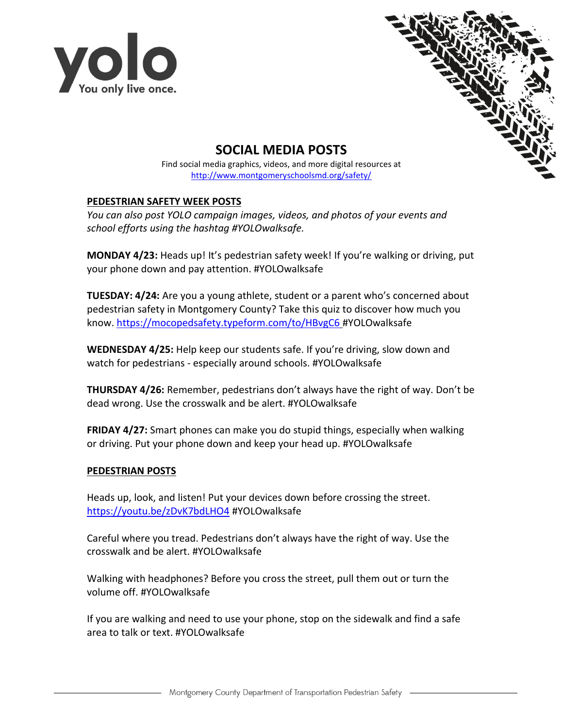yolo

You only live once.

# SOCIAL MEDIA POSTS

Find social media graphics, videos, and more digital resources at
http://www.montgomeryschoolsmd.org/safety/

## PEDESTRIAN SAFETY WEEK POSTS

*You can also post YOLO campaign images, videos, and photos of your events and school efforts using the hashtag #YOLOwalksafe.*

**MONDAY 4/23:** Heads up! It's pedestrian safety week! If you're walking or driving, put your phone down and pay attention. #YOLOwalksafe

**TUESDAY: 4/24:** Are you a young athlete, student or a parent who's concerned about pedestrian safety in Montgomery County? Take this quiz to discover how much you know. https://mocopedsafety.typeform.com/to/HBvgC6 #YOLOwalksafe

**WEDNESDAY 4/25:** Help keep our students safe. If you're driving, slow down and watch for pedestrians - especially around schools. #YOLOwalksafe

**THURSDAY 4/26:** Remember, pedestrians don't always have the right of way. Don't be dead wrong. Use the crosswalk and be alert. #YOLOwalksafe

**FRIDAY 4/27:** Smart phones can make you do stupid things, especially when walking or driving. Put your phone down and keep your head up. #YOLOwalksafe

## PEDESTRIAN POSTS

Heads up, look, and listen! Put your devices down before crossing the street. https://youtu.be/zDvK7bdLHO4 #YOLOwalksafe

Careful where you tread. Pedestrians don't always have the right of way. Use the crosswalk and be alert. #YOLOwalksafe

Walking with headphones? Before you cross the street, pull them out or turn the volume off. #YOLOwalksafe

If you are walking and need to use your phone, stop on the sidewalk and find a safe area to talk or text. #YOLOwalksafe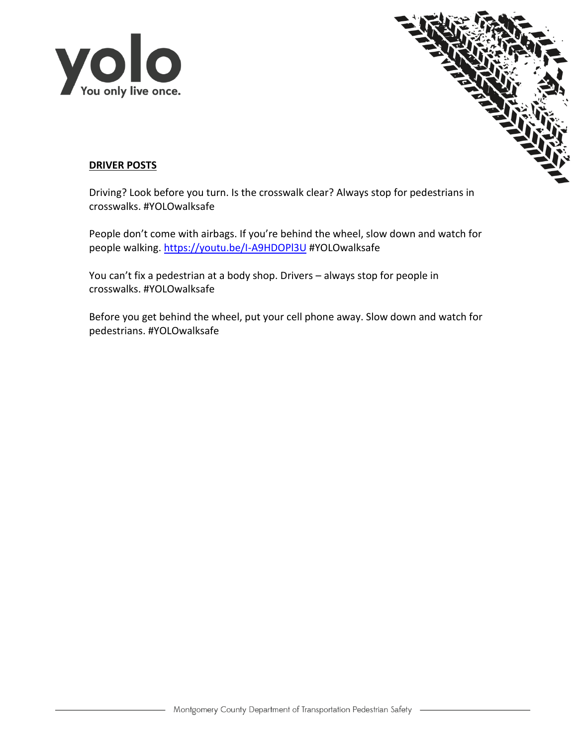**DRIVER POSTS**

Driving? Look before you turn. Is the crosswalk clear? Always stop for pedestrians in crosswalks. #YOLOwalksafe

People don't come with airbags. If you're behind the wheel, slow down and watch for people walking. https://youtu.be/I-A9HDOPl3U #YOLOwalksafe

You can't fix a pedestrian at a body shop. Drivers – always stop for people in crosswalks. #YOLOwalksafe

Before you get behind the wheel, put your cell phone away. Slow down and watch for pedestrians. #YOLOwalksafe